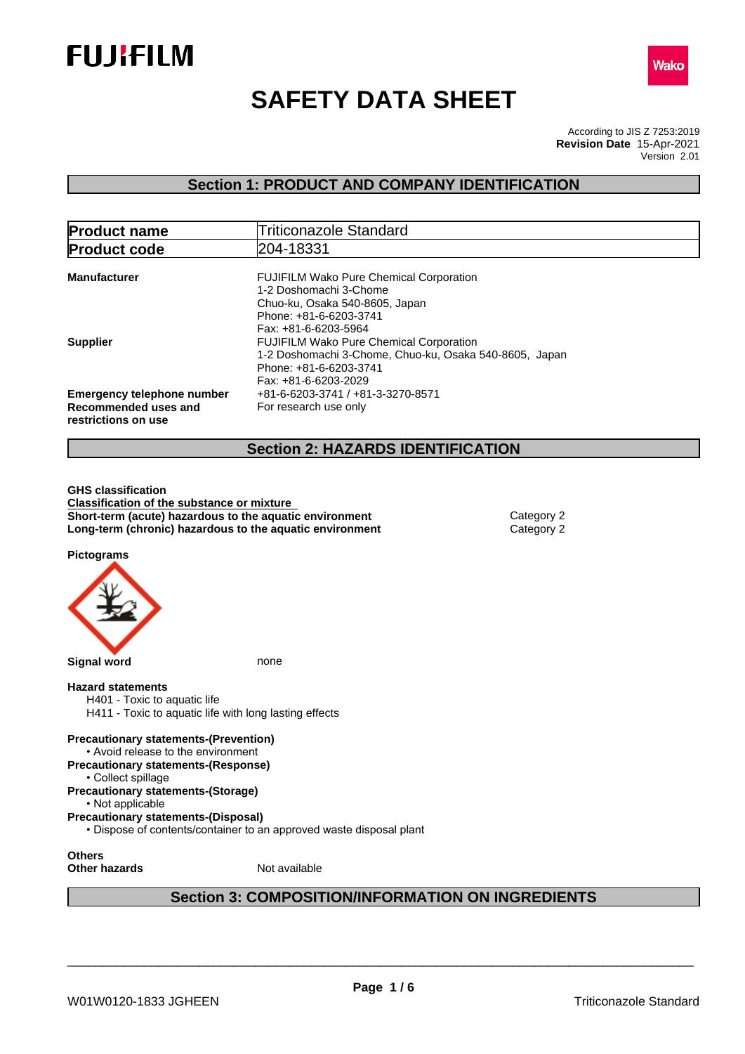# SAFETY DATA SHEET

According to JIS Z 7253:2019
**Revision Date** 15-Apr-2021
Version 2.01

## Section 1: PRODUCT AND COMPANY IDENTIFICATION

| **Product name** | Triticonazole Standard |
|---|---|
| **Product code** | 204-18331 |

**Manufacturer**
FUJIFILM Wako Pure Chemical Corporation
1-2 Doshomachi 3-Chome
Chuo-ku, Osaka 540-8605, Japan
Phone: +81-6-6203-3741
Fax: +81-6-6203-5964

**Supplier**
FUJIFILM Wako Pure Chemical Corporation
1-2 Doshomachi 3-Chome, Chuo-ku, Osaka 540-8605, Japan
Phone: +81-6-6203-3741
Fax: +81-6-6203-2029

**Emergency telephone number** +81-6-6203-3741 / +81-3-3270-8571

**Recommended uses and restrictions on use** For research use only

## Section 2: HAZARDS IDENTIFICATION

**GHS classification**

**Classification of the substance or mixture**

| | |
|---|---|
| **Short-term (acute) hazardous to the aquatic environment** | Category 2 |
| **Long-term (chronic) hazardous to the aquatic environment** | Category 2 |

**Pictograms**

**Signal word** none

**Hazard statements**
- H401 - Toxic to aquatic life
- H411 - Toxic to aquatic life with long lasting effects

**Precautionary statements-(Prevention)**
- Avoid release to the environment

**Precautionary statements-(Response)**
- Collect spillage

**Precautionary statements-(Storage)**
- Not applicable

**Precautionary statements-(Disposal)**
- Dispose of contents/container to an approved waste disposal plant

**Others**
**Other hazards** Not available

## Section 3: COMPOSITION/INFORMATION ON INGREDIENTS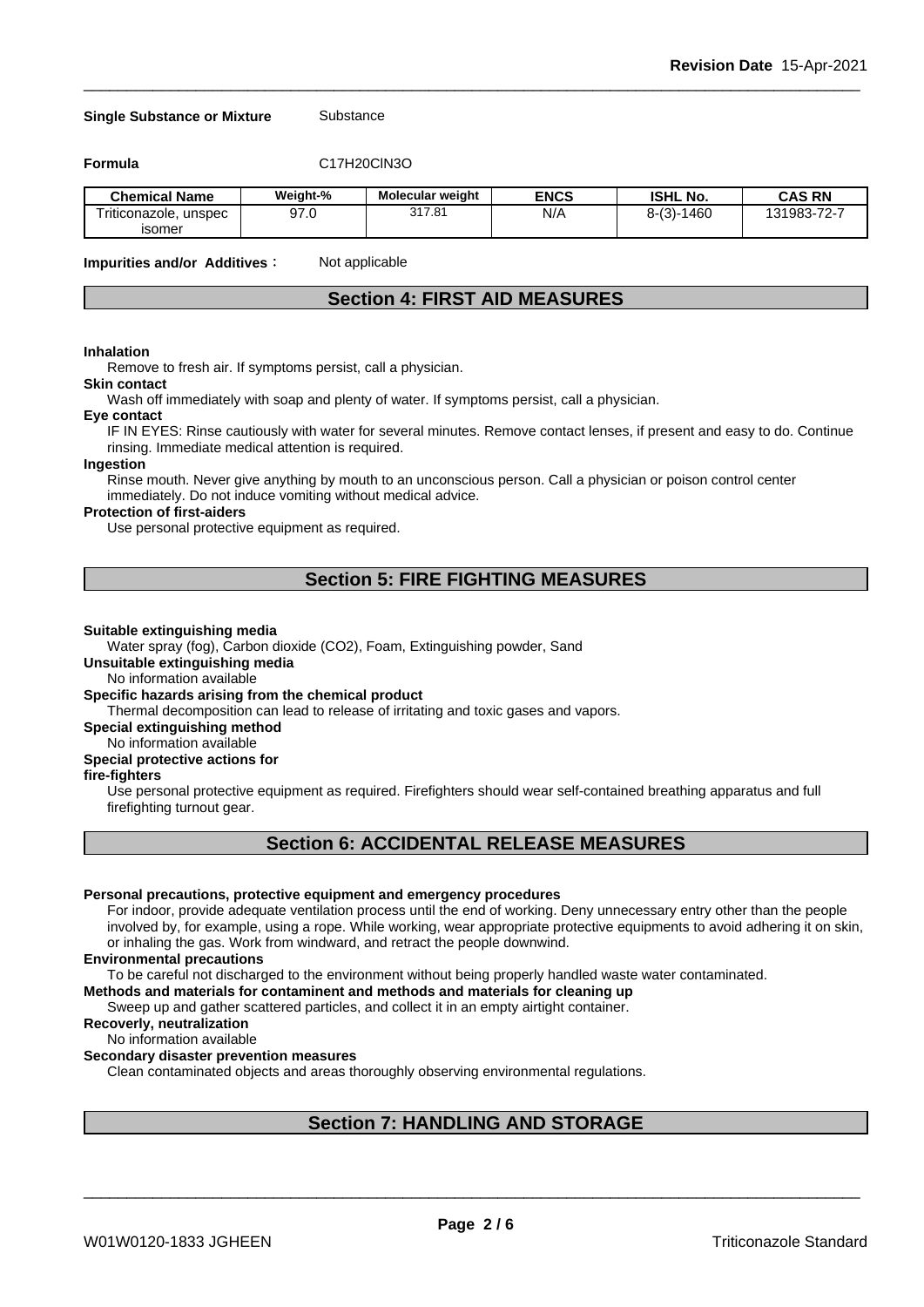**Single Substance or Mixture** Substance

**Formula** $C_{17}H_{20}ClN_3O$

| Chemical Name | Weight-% | Molecular weight | ENCS | ISHL No. | CAS RN |
|---|---|---|---|---|---|
| Triticonazole, unspec isomer | 97.0 | 317.81 | N/A | 8-(3)-1460 | 131983-72-7 |

**Impurities and/or Additives**： Not applicable

## Section 4: FIRST AID MEASURES

**Inhalation**
Remove to fresh air. If symptoms persist, call a physician.

**Skin contact**
Wash off immediately with soap and plenty of water. If symptoms persist, call a physician.

**Eye contact**
IF IN EYES: Rinse cautiously with water for several minutes. Remove contact lenses, if present and easy to do. Continue rinsing. Immediate medical attention is required.

**Ingestion**
Rinse mouth. Never give anything by mouth to an unconscious person. Call a physician or poison control center immediately. Do not induce vomiting without medical advice.

**Protection of first-aiders**
Use personal protective equipment as required.

## Section 5: FIRE FIGHTING MEASURES

**Suitable extinguishing media**
Water spray (fog), Carbon dioxide ($CO_2$), Foam, Extinguishing powder, Sand

**Unsuitable extinguishing media**
No information available

**Specific hazards arising from the chemical product**
Thermal decomposition can lead to release of irritating and toxic gases and vapors.

**Special extinguishing method**
No information available

**Special protective actions for fire-fighters**
Use personal protective equipment as required. Firefighters should wear self-contained breathing apparatus and full firefighting turnout gear.

## Section 6: ACCIDENTAL RELEASE MEASURES

**Personal precautions, protective equipment and emergency procedures**
For indoor, provide adequate ventilation process until the end of working. Deny unnecessary entry other than the people involved by, for example, using a rope. While working, wear appropriate protective equipments to avoid adhering it on skin, or inhaling the gas. Work from windward, and retract the people downwind.

**Environmental precautions**
To be careful not discharged to the environment without being properly handled waste water contaminated.

**Methods and materials for contaminent and methods and materials for cleaning up**
Sweep up and gather scattered particles, and collect it in an empty airtight container.

**Recoverly, neutralization**
No information available

**Secondary disaster prevention measures**
Clean contaminated objects and areas thoroughly observing environmental regulations.

## Section 7: HANDLING AND STORAGE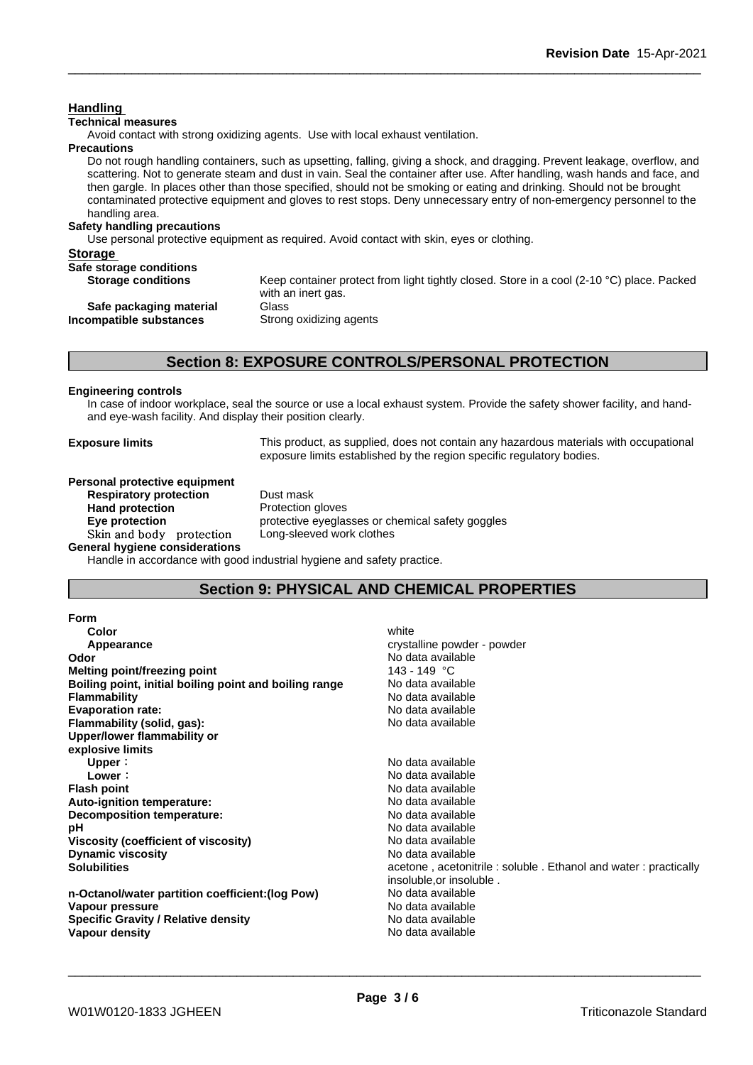**Handling**

**Technical measures**

Avoid contact with strong oxidizing agents. Use with local exhaust ventilation.

**Precautions**

Do not rough handling containers, such as upsetting, falling, giving a shock, and dragging. Prevent leakage, overflow, and scattering. Not to generate steam and dust in vain. Seal the container after use. After handling, wash hands and face, and then gargle. In places other than those specified, should not be smoking or eating and drinking. Should not be brought contaminated protective equipment and gloves to rest stops. Deny unnecessary entry of non-emergency personnel to the handling area.

**Safety handling precautions**

Use personal protective equipment as required. Avoid contact with skin, eyes or clothing.

**Storage**

**Safe storage conditions**

| | |
|---|---|
| **Storage conditions** | Keep container protect from light tightly closed. Store in a cool (2-10 °C) place. Packed with an inert gas. |
| **Safe packaging material** | Glass |
| **Incompatible substances** | Strong oxidizing agents |

## Section 8: EXPOSURE CONTROLS/PERSONAL PROTECTION

**Engineering controls**

In case of indoor workplace, seal the source or use a local exhaust system. Provide the safety shower facility, and hand- and eye-wash facility. And display their position clearly.

| | |
|---|---|
| **Exposure limits** | This product, as supplied, does not contain any hazardous materials with occupational exposure limits established by the region specific regulatory bodies. |

**Personal protective equipment**

| | |
|---|---|
| **Respiratory protection** | Dust mask |
| **Hand protection** | Protection gloves |
| **Eye protection** | protective eyeglasses or chemical safety goggles |
| Skin and body protection | Long-sleeved work clothes |

**General hygiene considerations**

Handle in accordance with good industrial hygiene and safety practice.

## Section 9: PHYSICAL AND CHEMICAL PROPERTIES

| | |
|---|---|
| **Form** | |
| **Color** | white |
| **Appearance** | crystalline powder - powder |
| **Odor** | No data available |
| **Melting point/freezing point** | 143 - 149 °C |
| **Boiling point, initial boiling point and boiling range** | No data available |
| **Flammability** | No data available |
| **Evaporation rate:** | No data available |
| **Flammability (solid, gas):** | No data available |
| **Upper/lower flammability or explosive limits** | |
| **Upper**： | No data available |
| **Lower**： | No data available |
| **Flash point** | No data available |
| **Auto-ignition temperature:** | No data available |
| **Decomposition temperature:** | No data available |
| **pH** | No data available |
| **Viscosity (coefficient of viscosity)** | No data available |
| **Dynamic viscosity** | No data available |
| **Solubilities** | acetone , acetonitrile : soluble . Ethanol and water : practically insoluble,or insoluble . |
| **n-Octanol/water partition coefficient:(log Pow)** | No data available |
| **Vapour pressure** | No data available |
| **Specific Gravity / Relative density** | No data available |
| **Vapour density** | No data available |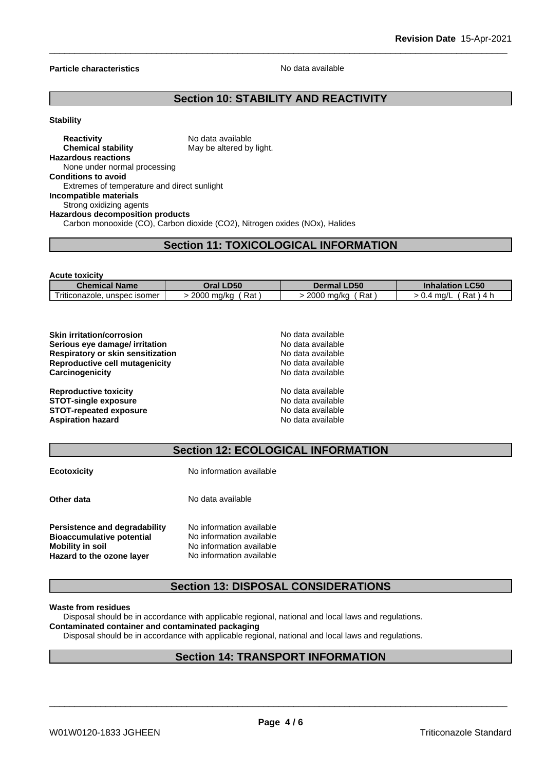**Particle characteristics** No data available

## Section 10: STABILITY AND REACTIVITY

**Stability**

**Reactivity** No data available
**Chemical stability** May be altered by light.

**Hazardous reactions**
None under normal processing

**Conditions to avoid**
Extremes of temperature and direct sunlight

**Incompatible materials**
Strong oxidizing agents

**Hazardous decomposition products**
Carbon monooxide (CO), Carbon dioxide ($CO_2$), Nitrogen oxides (NOx), Halides

## Section 11: TOXICOLOGICAL INFORMATION

**Acute toxicity**

| Chemical Name | Oral LD50 | Dermal LD50 | Inhalation LC50 |
|---|---|---|---|
| Triticonazole, unspec isomer | > 2000 mg/kg ( Rat ) | > 2000 mg/kg ( Rat ) | > 0.4 mg/L ( Rat ) 4 h |

**Skin irritation/corrosion** No data available
**Serious eye damage/ irritation** No data available
**Respiratory or skin sensitization** No data available
**Reproductive cell mutagenicity** No data available
**Carcinogenicity** No data available

**Reproductive toxicity** No data available
**STOT-single exposure** No data available
**STOT-repeated exposure** No data available
**Aspiration hazard** No data available

## Section 12: ECOLOGICAL INFORMATION

**Ecotoxicity** No information available

**Other data** No data available

**Persistence and degradability** No information available
**Bioaccumulative potential** No information available
**Mobility in soil** No information available
**Hazard to the ozone layer** No information available

## Section 13: DISPOSAL CONSIDERATIONS

**Waste from residues**
Disposal should be in accordance with applicable regional, national and local laws and regulations.

**Contaminated container and contaminated packaging**
Disposal should be in accordance with applicable regional, national and local laws and regulations.

## Section 14: TRANSPORT INFORMATION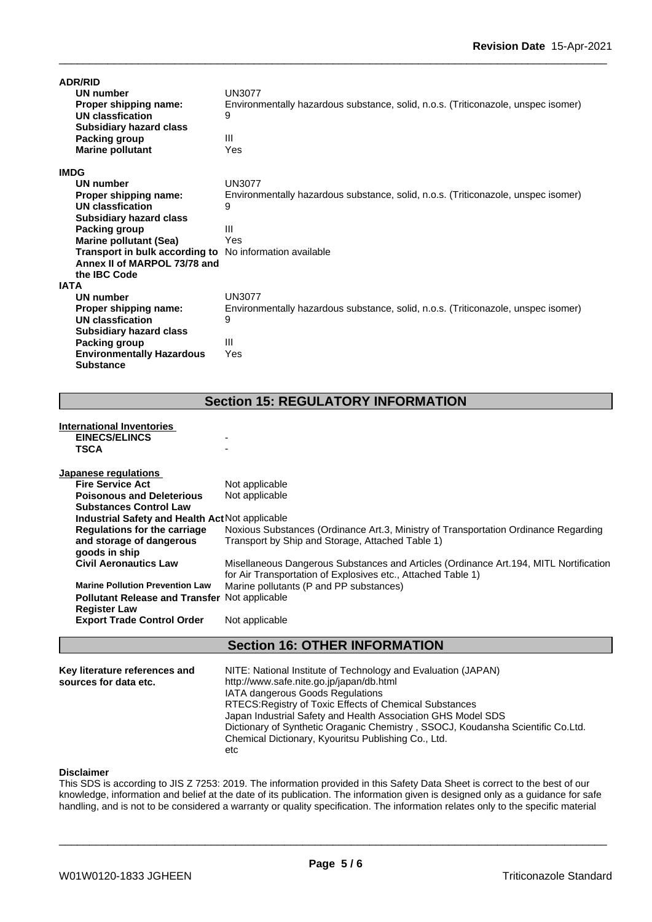**ADR/RID**

| | |
|---|---|
| **UN number** | UN3077 |
| **Proper shipping name:** | Environmentally hazardous substance, solid, n.o.s. (Triticonazole, unspec isomer) |
| **UN classfication** | 9 |
| **Subsidiary hazard class** | |
| **Packing group** | III |
| **Marine pollutant** | Yes |

**IMDG**

| | |
|---|---|
| **UN number** | UN3077 |
| **Proper shipping name:** | Environmentally hazardous substance, solid, n.o.s. (Triticonazole, unspec isomer) |
| **UN classfication** | 9 |
| **Subsidiary hazard class** | |
| **Packing group** | III |
| **Marine pollutant (Sea)** | Yes |
| **Transport in bulk according to Annex II of MARPOL 73/78 and the IBC Code** | No information available |

**IATA**

| | |
|---|---|
| **UN number** | UN3077 |
| **Proper shipping name:** | Environmentally hazardous substance, solid, n.o.s. (Triticonazole, unspec isomer) |
| **UN classfication** | 9 |
| **Subsidiary hazard class** | |
| **Packing group** | III |
| **Environmentally Hazardous Substance** | Yes |

## Section 15: REGULATORY INFORMATION

**International Inventories**

| | |
|---|---|
| **EINECS/ELINCS** | - |
| **TSCA** | - |

**Japanese regulations**

| | |
|---|---|
| **Fire Service Act** | Not applicable |
| **Poisonous and Deleterious Substances Control Law** | Not applicable |
| **Industrial Safety and Health Act** | Not applicable |
| **Regulations for the carriage and storage of dangerous goods in ship** | Noxious Substances (Ordinance Art.3, Ministry of Transportation Ordinance Regarding Transport by Ship and Storage, Attached Table 1) |
| **Civil Aeronautics Law** | Misellaneous Dangerous Substances and Articles (Ordinance Art.194, MITL Nortification for Air Transportation of Explosives etc., Attached Table 1) |
| **Marine Pollution Prevention Law** | Marine pollutants (P and PP substances) |
| **Pollutant Release and Transfer Register Law** | Not applicable |
| **Export Trade Control Order** | Not applicable |

## Section 16: OTHER INFORMATION

| | |
|---|---|
| **Key literature references and sources for data etc.** | NITE: National Institute of Technology and Evaluation (JAPAN)<br>http://www.safe.nite.go.jp/japan/db.html<br>IATA dangerous Goods Regulations<br>RTECS:Registry of Toxic Effects of Chemical Substances<br>Japan Industrial Safety and Health Association GHS Model SDS<br>Dictionary of Synthetic Oraganic Chemistry , SSOCJ, Koudansha Scientific Co.Ltd.<br>Chemical Dictionary, Kyouritsu Publishing Co., Ltd.<br>etc |

**Disclaimer**

This SDS is according to JIS Z 7253: 2019. The information provided in this Safety Data Sheet is correct to the best of our knowledge, information and belief at the date of its publication. The information given is designed only as a guidance for safe handling, and is not to be considered a warranty or quality specification. The information relates only to the specific material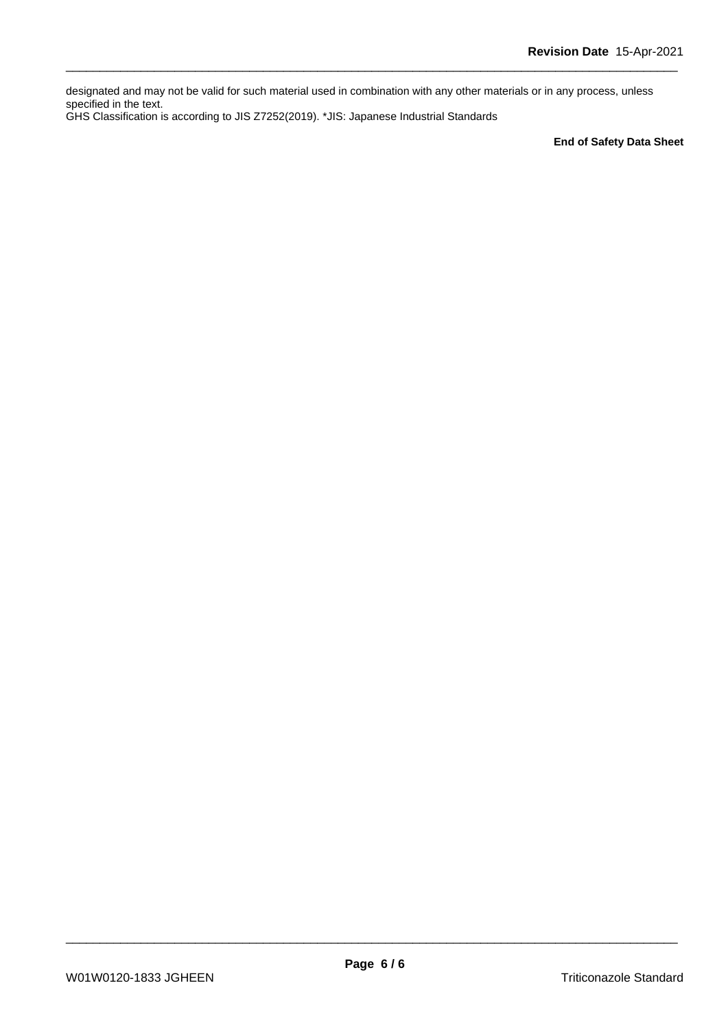designated and may not be valid for such material used in combination with any other materials or in any process, unless specified in the text.
GHS Classification is according to JIS Z7252(2019). *JIS: Japanese Industrial Standards

**End of Safety Data Sheet**